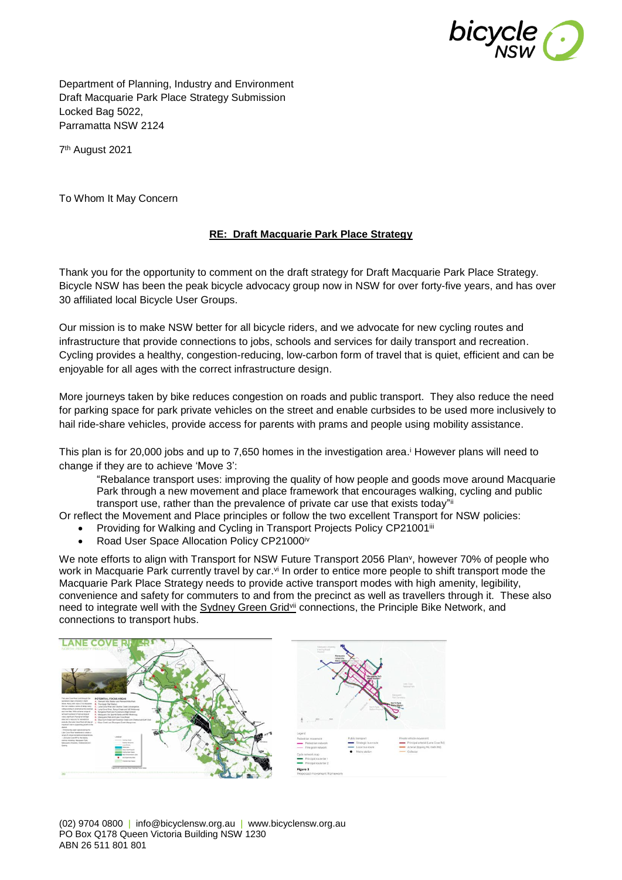Department of Planning, Industry and Environment
Draft Macquarie Park Place Strategy Submission
Locked Bag 5022,
Parramatta NSW 2124

7th August 2021

To Whom It May Concern

**RE: Draft Macquarie Park Place Strategy**

Thank you for the opportunity to comment on the draft strategy for Draft Macquarie Park Place Strategy. Bicycle NSW has been the peak bicycle advocacy group now in NSW for over forty-five years, and has over 30 affiliated local Bicycle User Groups.

Our mission is to make NSW better for all bicycle riders, and we advocate for new cycling routes and infrastructure that provide connections to jobs, schools and services for daily transport and recreation. Cycling provides a healthy, congestion-reducing, low-carbon form of travel that is quiet, efficient and can be enjoyable for all ages with the correct infrastructure design.

More journeys taken by bike reduces congestion on roads and public transport. They also reduce the need for parking space for park private vehicles on the street and enable curbsides to be used more inclusively to hail ride-share vehicles, provide access for parents with prams and people using mobility assistance.

This plan is for 20,000 jobs and up to 7,650 homes in the investigation area.[i] However plans will need to change if they are to achieve 'Move 3':

> "Rebalance transport uses: improving the quality of how people and goods move around Macquarie Park through a new movement and place framework that encourages walking, cycling and public transport use, rather than the prevalence of private car use that exists today"[ii]

Or reflect the Movement and Place principles or follow the two excellent Transport for NSW policies:

- Providing for Walking and Cycling in Transport Projects Policy CP21001[iii]
- Road User Space Allocation Policy CP21000[iv]

We note efforts to align with Transport for NSW Future Transport 2056 Plan[v], however 70% of people who work in Macquarie Park currently travel by car.[vi] In order to entice more people to shift transport mode the Macquarie Park Place Strategy needs to provide active transport modes with high amenity, legibility, convenience and safety for commuters to and from the precinct as well as travellers through it. These also need to integrate well with the Sydney Green Grid[vii] connections, the Principle Bike Network, and connections to transport hubs.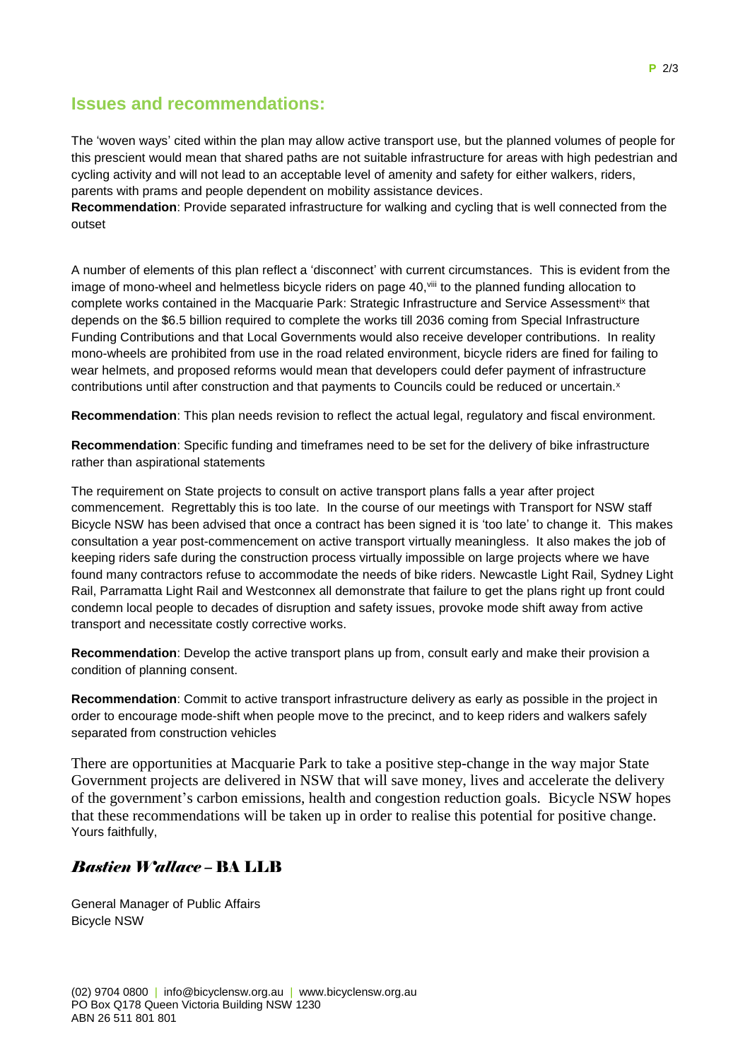## Issues and recommendations:

The 'woven ways' cited within the plan may allow active transport use, but the planned volumes of people for this prescient would mean that shared paths are not suitable infrastructure for areas with high pedestrian and cycling activity and will not lead to an acceptable level of amenity and safety for either walkers, riders, parents with prams and people dependent on mobility assistance devices.

**Recommendation**: Provide separated infrastructure for walking and cycling that is well connected from the outset

A number of elements of this plan reflect a 'disconnect' with current circumstances. This is evident from the image of mono-wheel and helmetless bicycle riders on page 40,[viii] to the planned funding allocation to complete works contained in the Macquarie Park: Strategic Infrastructure and Service Assessment[ix] that depends on the $6.5 billion required to complete the works till 2036 coming from Special Infrastructure Funding Contributions and that Local Governments would also receive developer contributions. In reality mono-wheels are prohibited from use in the road related environment, bicycle riders are fined for failing to wear helmets, and proposed reforms would mean that developers could defer payment of infrastructure contributions until after construction and that payments to Councils could be reduced or uncertain.[x]

**Recommendation**: This plan needs revision to reflect the actual legal, regulatory and fiscal environment.

**Recommendation**: Specific funding and timeframes need to be set for the delivery of bike infrastructure rather than aspirational statements

The requirement on State projects to consult on active transport plans falls a year after project commencement. Regrettably this is too late. In the course of our meetings with Transport for NSW staff Bicycle NSW has been advised that once a contract has been signed it is 'too late' to change it. This makes consultation a year post-commencement on active transport virtually meaningless. It also makes the job of keeping riders safe during the construction process virtually impossible on large projects where we have found many contractors refuse to accommodate the needs of bike riders. Newcastle Light Rail, Sydney Light Rail, Parramatta Light Rail and Westconnex all demonstrate that failure to get the plans right up front could condemn local people to decades of disruption and safety issues, provoke mode shift away from active transport and necessitate costly corrective works.

**Recommendation**: Develop the active transport plans up from, consult early and make their provision a condition of planning consent.

**Recommendation**: Commit to active transport infrastructure delivery as early as possible in the project in order to encourage mode-shift when people move to the precinct, and to keep riders and walkers safely separated from construction vehicles

There are opportunities at Macquarie Park to take a positive step-change in the way major State Government projects are delivered in NSW that will save money, lives and accelerate the delivery of the government's carbon emissions, health and congestion reduction goals. Bicycle NSW hopes that these recommendations will be taken up in order to realise this potential for positive change.

Yours faithfully,

***Bastien Wallace* – BA LLB**

General Manager of Public Affairs
Bicycle NSW

(02) 9704 0800 | info@bicyclensw.org.au | www.bicyclensw.org.au
PO Box Q178 Queen Victoria Building NSW 1230
ABN 26 511 801 801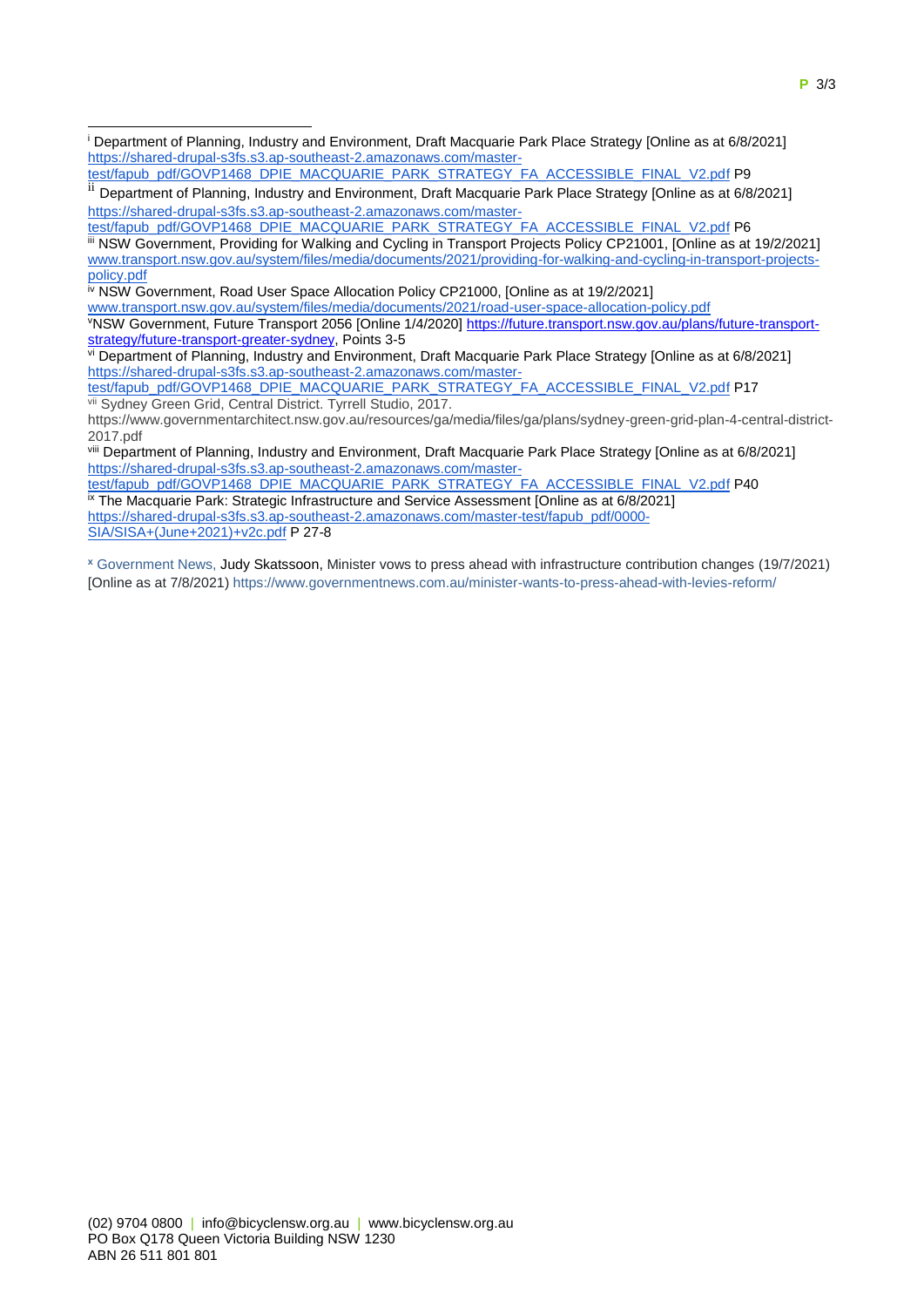[i] Department of Planning, Industry and Environment, Draft Macquarie Park Place Strategy [Online as at 6/8/2021] https://shared-drupal-s3fs.s3.ap-southeast-2.amazonaws.com/master-test/fapub_pdf/GOVP1468_DPIE_MACQUARIE_PARK_STRATEGY_FA_ACCESSIBLE_FINAL_V2.pdf P9

[ii] Department of Planning, Industry and Environment, Draft Macquarie Park Place Strategy [Online as at 6/8/2021] https://shared-drupal-s3fs.s3.ap-southeast-2.amazonaws.com/master-test/fapub_pdf/GOVP1468_DPIE_MACQUARIE_PARK_STRATEGY_FA_ACCESSIBLE_FINAL_V2.pdf P6

[iii] NSW Government, Providing for Walking and Cycling in Transport Projects Policy CP21001, [Online as at 19/2/2021] www.transport.nsw.gov.au/system/files/media/documents/2021/providing-for-walking-and-cycling-in-transport-projects-policy.pdf

[iv] NSW Government, Road User Space Allocation Policy CP21000, [Online as at 19/2/2021] www.transport.nsw.gov.au/system/files/media/documents/2021/road-user-space-allocation-policy.pdf

[v] NSW Government, Future Transport 2056 [Online 1/4/2020] https://future.transport.nsw.gov.au/plans/future-transport-strategy/future-transport-greater-sydney, Points 3-5

[vi] Department of Planning, Industry and Environment, Draft Macquarie Park Place Strategy [Online as at 6/8/2021] https://shared-drupal-s3fs.s3.ap-southeast-2.amazonaws.com/master-test/fapub_pdf/GOVP1468_DPIE_MACQUARIE_PARK_STRATEGY_FA_ACCESSIBLE_FINAL_V2.pdf P17

[vii] Sydney Green Grid, Central District. Tyrrell Studio, 2017. https://www.governmentarchitect.nsw.gov.au/resources/ga/media/files/ga/plans/sydney-green-grid-plan-4-central-district-2017.pdf

[viii] Department of Planning, Industry and Environment, Draft Macquarie Park Place Strategy [Online as at 6/8/2021] https://shared-drupal-s3fs.s3.ap-southeast-2.amazonaws.com/master-test/fapub_pdf/GOVP1468_DPIE_MACQUARIE_PARK_STRATEGY_FA_ACCESSIBLE_FINAL_V2.pdf P40

[ix] The Macquarie Park: Strategic Infrastructure and Service Assessment [Online as at 6/8/2021] https://shared-drupal-s3fs.s3.ap-southeast-2.amazonaws.com/master-test/fapub_pdf/0000-SIA/SISA+(June+2021)+v2c.pdf P 27-8

[x] Government News, Judy Skatssoon, Minister vows to press ahead with infrastructure contribution changes (19/7/2021) [Online as at 7/8/2021] https://www.governmentnews.com.au/minister-wants-to-press-ahead-with-levies-reform/

(02) 9704 0800 | info@bicyclensw.org.au | www.bicyclensw.org.au
PO Box Q178 Queen Victoria Building NSW 1230
ABN 26 511 801 801